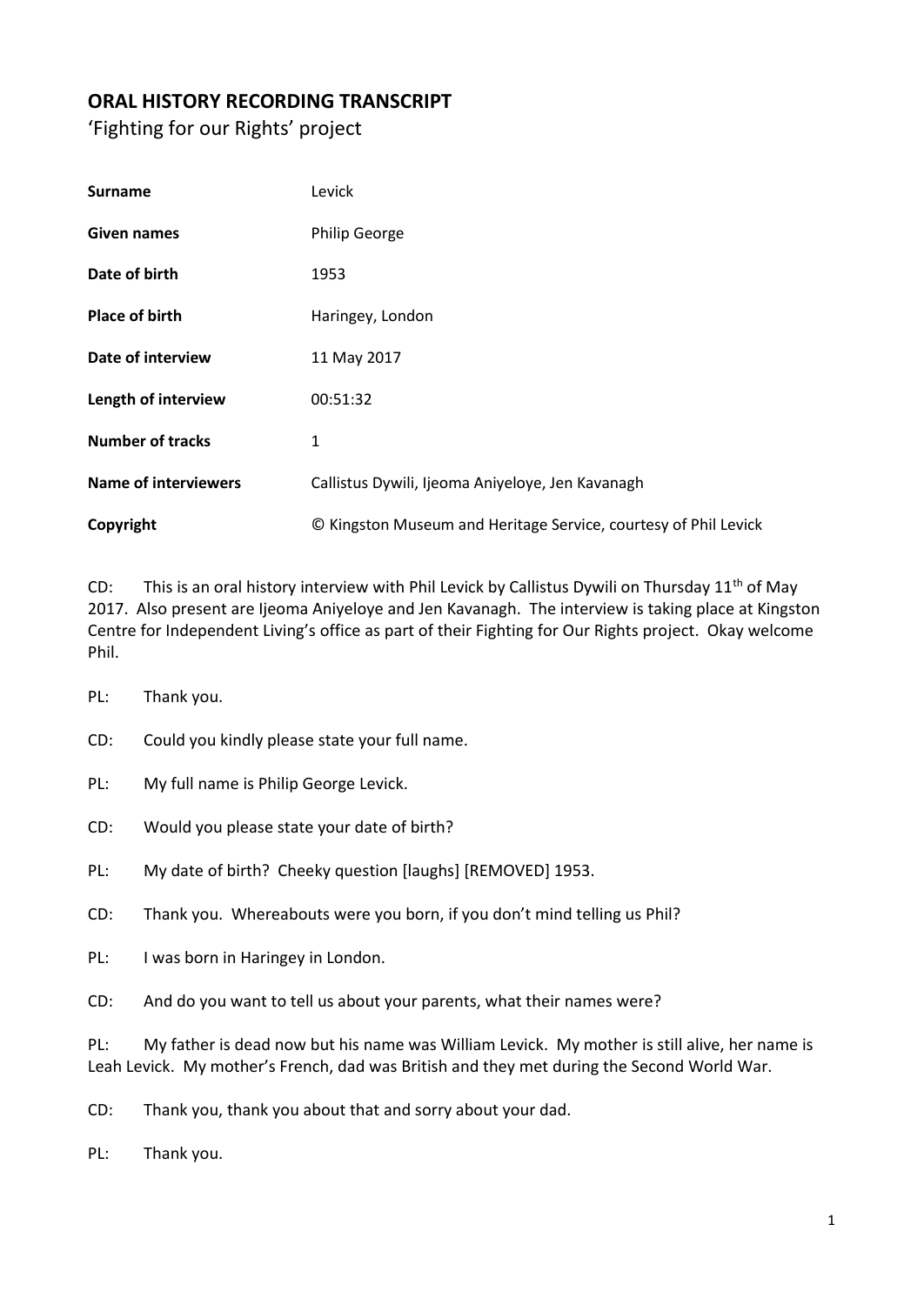# ORAL HISTORY RECORDING TRANSCRIPT

'Fighting for our Rights' project

| | |
|---|---|
| **Surname** | Levick |
| **Given names** | Philip George |
| **Date of birth** | 1953 |
| **Place of birth** | Haringey, London |
| **Date of interview** | 11 May 2017 |
| **Length of interview** | 00:51:32 |
| **Number of tracks** | 1 |
| **Name of interviewers** | Callistus Dywili, Ijeoma Aniyeloye, Jen Kavanagh |
| **Copyright** | © Kingston Museum and Heritage Service, courtesy of Phil Levick |

CD: This is an oral history interview with Phil Levick by Callistus Dywili on Thursday 11th of May 2017. Also present are Ijeoma Aniyeloye and Jen Kavanagh. The interview is taking place at Kingston Centre for Independent Living's office as part of their Fighting for Our Rights project. Okay welcome Phil.

PL: Thank you.

CD: Could you kindly please state your full name.

PL: My full name is Philip George Levick.

CD: Would you please state your date of birth?

PL: My date of birth? Cheeky question [laughs] [REMOVED] 1953.

CD: Thank you. Whereabouts were you born, if you don't mind telling us Phil?

PL: I was born in Haringey in London.

CD: And do you want to tell us about your parents, what their names were?

PL: My father is dead now but his name was William Levick. My mother is still alive, her name is Leah Levick. My mother's French, dad was British and they met during the Second World War.

CD: Thank you, thank you about that and sorry about your dad.

PL: Thank you.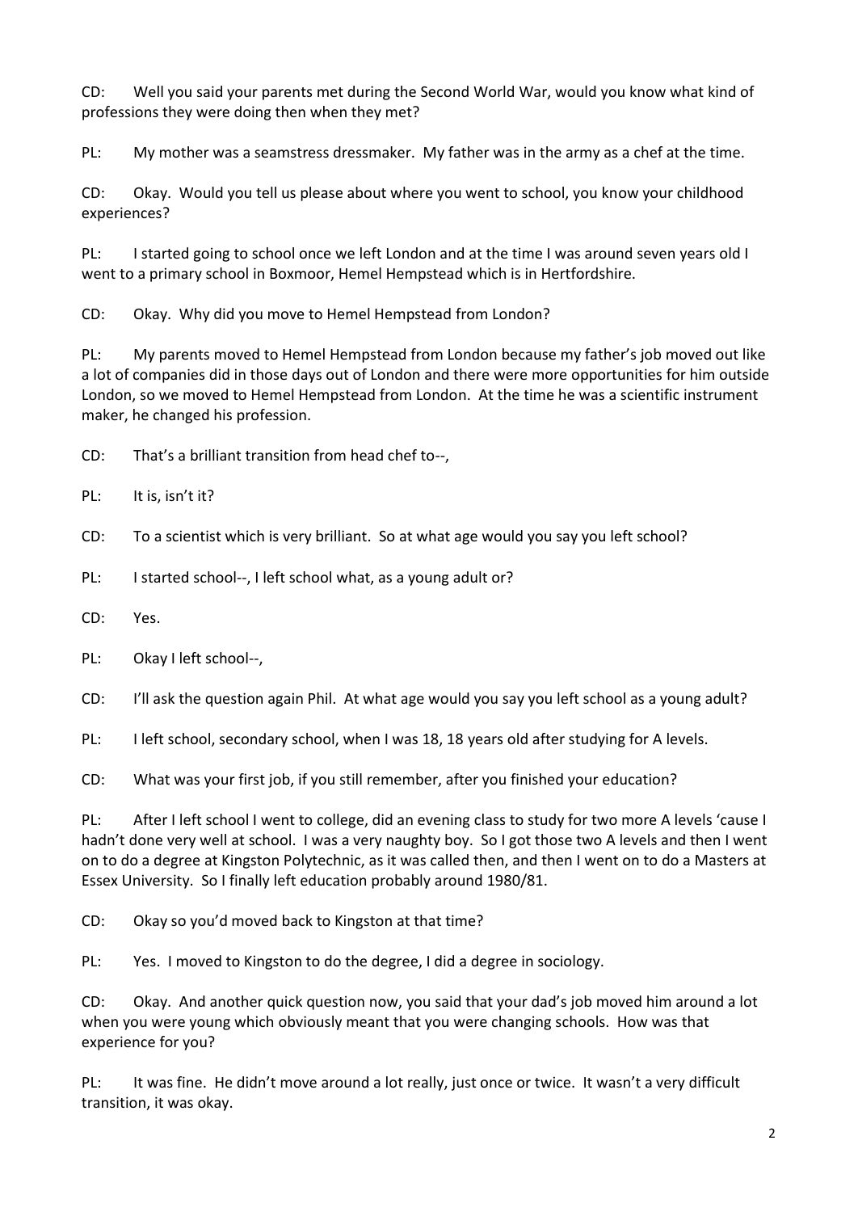CD: Well you said your parents met during the Second World War, would you know what kind of professions they were doing then when they met?

PL: My mother was a seamstress dressmaker. My father was in the army as a chef at the time.

CD: Okay. Would you tell us please about where you went to school, you know your childhood experiences?

PL: I started going to school once we left London and at the time I was around seven years old I went to a primary school in Boxmoor, Hemel Hempstead which is in Hertfordshire.

CD: Okay. Why did you move to Hemel Hempstead from London?

PL: My parents moved to Hemel Hempstead from London because my father's job moved out like a lot of companies did in those days out of London and there were more opportunities for him outside London, so we moved to Hemel Hempstead from London. At the time he was a scientific instrument maker, he changed his profession.

CD: That's a brilliant transition from head chef to--,

PL: It is, isn't it?

CD: To a scientist which is very brilliant. So at what age would you say you left school?

PL: I started school--, I left school what, as a young adult or?

CD: Yes.

PL: Okay I left school--,

CD: I'll ask the question again Phil. At what age would you say you left school as a young adult?

PL: I left school, secondary school, when I was 18, 18 years old after studying for A levels.

CD: What was your first job, if you still remember, after you finished your education?

PL: After I left school I went to college, did an evening class to study for two more A levels 'cause I hadn't done very well at school. I was a very naughty boy. So I got those two A levels and then I went on to do a degree at Kingston Polytechnic, as it was called then, and then I went on to do a Masters at Essex University. So I finally left education probably around 1980/81.

CD: Okay so you'd moved back to Kingston at that time?

PL: Yes. I moved to Kingston to do the degree, I did a degree in sociology.

CD: Okay. And another quick question now, you said that your dad's job moved him around a lot when you were young which obviously meant that you were changing schools. How was that experience for you?

PL: It was fine. He didn't move around a lot really, just once or twice. It wasn't a very difficult transition, it was okay.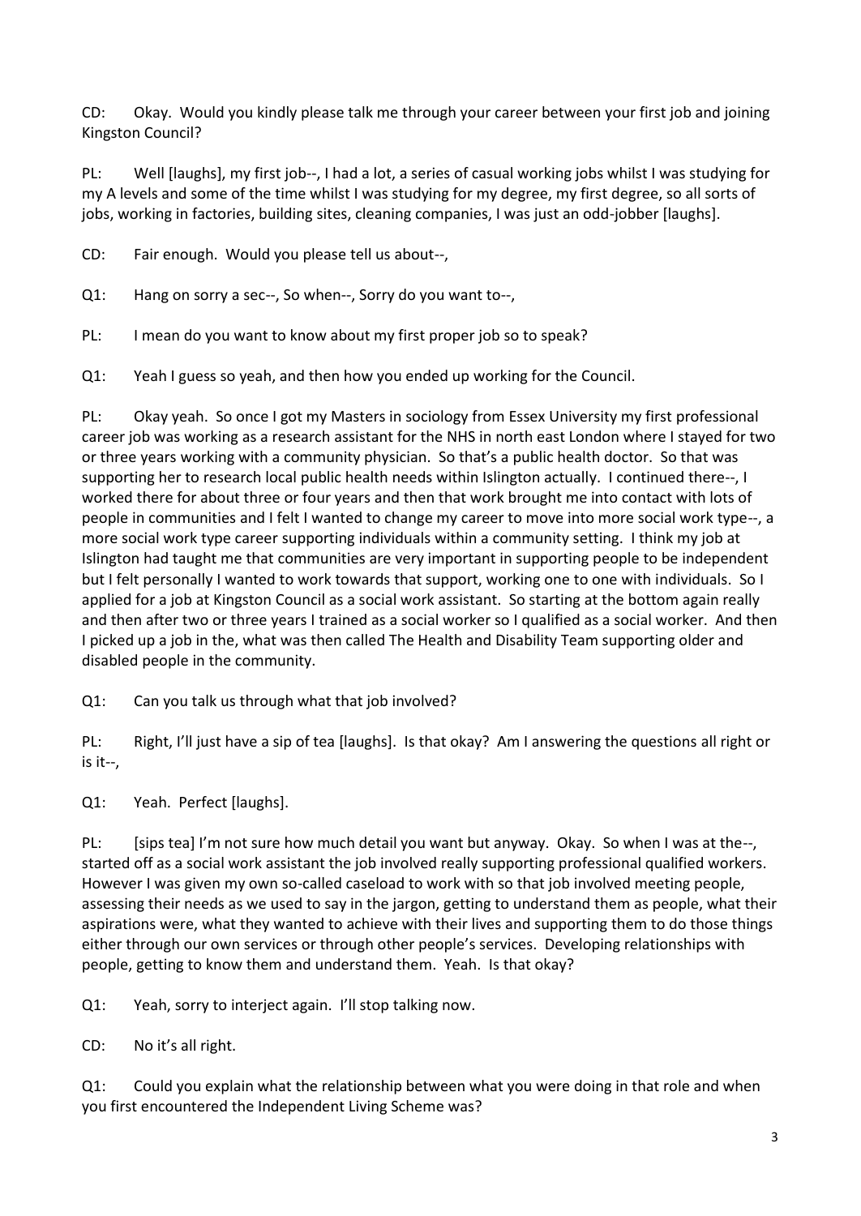CD: Okay. Would you kindly please talk me through your career between your first job and joining Kingston Council?

PL: Well [laughs], my first job--, I had a lot, a series of casual working jobs whilst I was studying for my A levels and some of the time whilst I was studying for my degree, my first degree, so all sorts of jobs, working in factories, building sites, cleaning companies, I was just an odd-jobber [laughs].

CD: Fair enough. Would you please tell us about--,

Q1: Hang on sorry a sec--, So when--, Sorry do you want to--,

PL: I mean do you want to know about my first proper job so to speak?

Q1: Yeah I guess so yeah, and then how you ended up working for the Council.

PL: Okay yeah. So once I got my Masters in sociology from Essex University my first professional career job was working as a research assistant for the NHS in north east London where I stayed for two or three years working with a community physician. So that's a public health doctor. So that was supporting her to research local public health needs within Islington actually. I continued there--, I worked there for about three or four years and then that work brought me into contact with lots of people in communities and I felt I wanted to change my career to move into more social work type--, a more social work type career supporting individuals within a community setting. I think my job at Islington had taught me that communities are very important in supporting people to be independent but I felt personally I wanted to work towards that support, working one to one with individuals. So I applied for a job at Kingston Council as a social work assistant. So starting at the bottom again really and then after two or three years I trained as a social worker so I qualified as a social worker. And then I picked up a job in the, what was then called The Health and Disability Team supporting older and disabled people in the community.

Q1: Can you talk us through what that job involved?

PL: Right, I'll just have a sip of tea [laughs]. Is that okay? Am I answering the questions all right or is it--,

Q1: Yeah. Perfect [laughs].

PL: [sips tea] I'm not sure how much detail you want but anyway. Okay. So when I was at the--, started off as a social work assistant the job involved really supporting professional qualified workers. However I was given my own so-called caseload to work with so that job involved meeting people, assessing their needs as we used to say in the jargon, getting to understand them as people, what their aspirations were, what they wanted to achieve with their lives and supporting them to do those things either through our own services or through other people's services. Developing relationships with people, getting to know them and understand them. Yeah. Is that okay?

Q1: Yeah, sorry to interject again. I'll stop talking now.

CD: No it's all right.

Q1: Could you explain what the relationship between what you were doing in that role and when you first encountered the Independent Living Scheme was?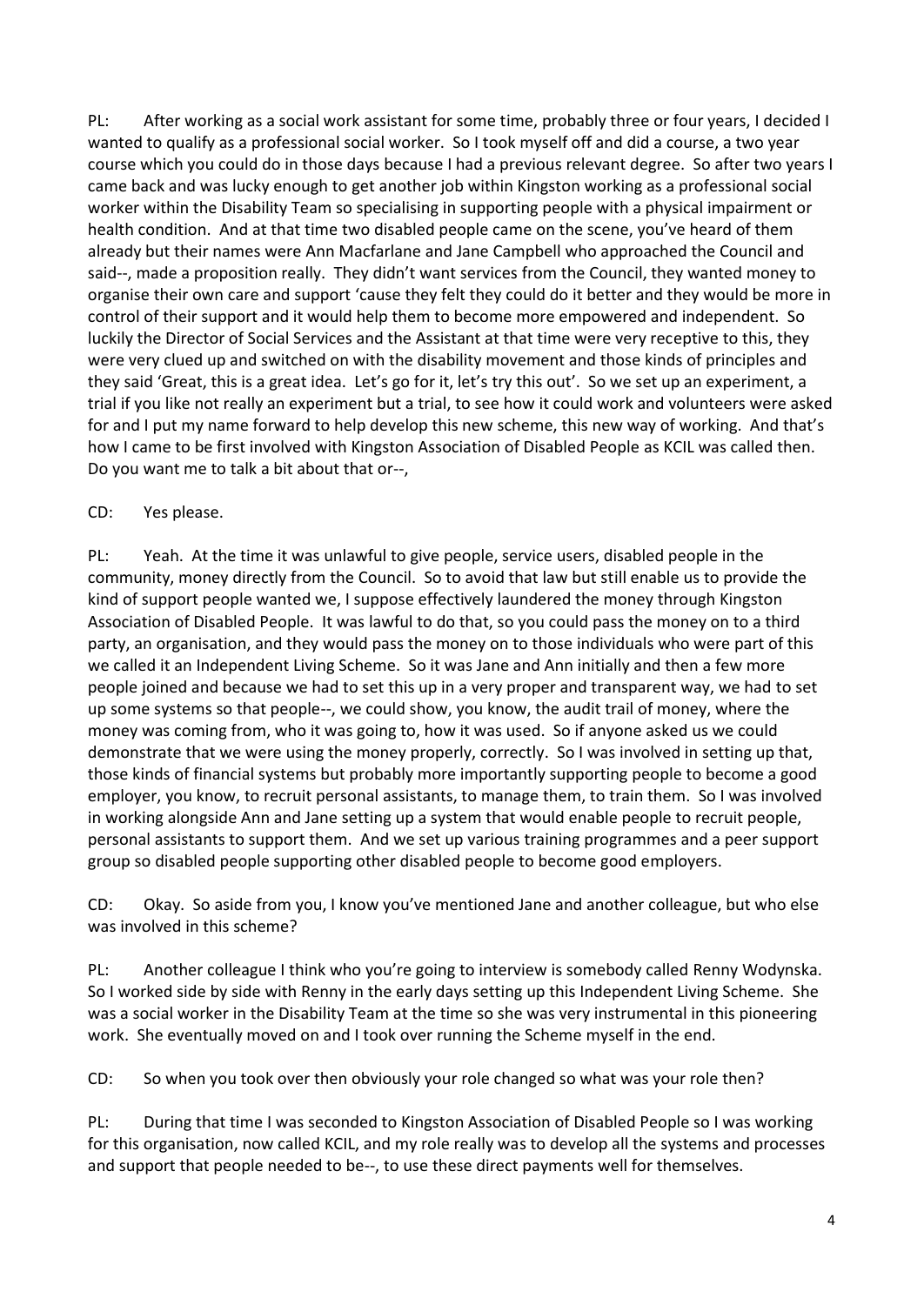PL: After working as a social work assistant for some time, probably three or four years, I decided I wanted to qualify as a professional social worker. So I took myself off and did a course, a two year course which you could do in those days because I had a previous relevant degree. So after two years I came back and was lucky enough to get another job within Kingston working as a professional social worker within the Disability Team so specialising in supporting people with a physical impairment or health condition. And at that time two disabled people came on the scene, you've heard of them already but their names were Ann Macfarlane and Jane Campbell who approached the Council and said--, made a proposition really. They didn't want services from the Council, they wanted money to organise their own care and support 'cause they felt they could do it better and they would be more in control of their support and it would help them to become more empowered and independent. So luckily the Director of Social Services and the Assistant at that time were very receptive to this, they were very clued up and switched on with the disability movement and those kinds of principles and they said 'Great, this is a great idea. Let's go for it, let's try this out'. So we set up an experiment, a trial if you like not really an experiment but a trial, to see how it could work and volunteers were asked for and I put my name forward to help develop this new scheme, this new way of working. And that's how I came to be first involved with Kingston Association of Disabled People as KCIL was called then. Do you want me to talk a bit about that or--,

CD: Yes please.

PL: Yeah. At the time it was unlawful to give people, service users, disabled people in the community, money directly from the Council. So to avoid that law but still enable us to provide the kind of support people wanted we, I suppose effectively laundered the money through Kingston Association of Disabled People. It was lawful to do that, so you could pass the money on to a third party, an organisation, and they would pass the money on to those individuals who were part of this we called it an Independent Living Scheme. So it was Jane and Ann initially and then a few more people joined and because we had to set this up in a very proper and transparent way, we had to set up some systems so that people--, we could show, you know, the audit trail of money, where the money was coming from, who it was going to, how it was used. So if anyone asked us we could demonstrate that we were using the money properly, correctly. So I was involved in setting up that, those kinds of financial systems but probably more importantly supporting people to become a good employer, you know, to recruit personal assistants, to manage them, to train them. So I was involved in working alongside Ann and Jane setting up a system that would enable people to recruit people, personal assistants to support them. And we set up various training programmes and a peer support group so disabled people supporting other disabled people to become good employers.

CD: Okay. So aside from you, I know you've mentioned Jane and another colleague, but who else was involved in this scheme?

PL: Another colleague I think who you're going to interview is somebody called Renny Wodynska. So I worked side by side with Renny in the early days setting up this Independent Living Scheme. She was a social worker in the Disability Team at the time so she was very instrumental in this pioneering work. She eventually moved on and I took over running the Scheme myself in the end.

CD: So when you took over then obviously your role changed so what was your role then?

PL: During that time I was seconded to Kingston Association of Disabled People so I was working for this organisation, now called KCIL, and my role really was to develop all the systems and processes and support that people needed to be--, to use these direct payments well for themselves.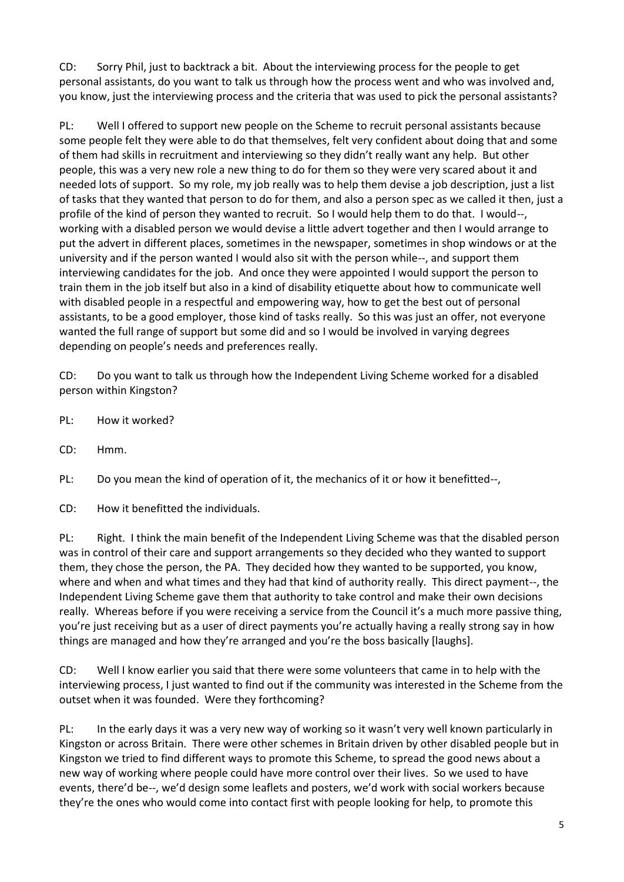CD: Sorry Phil, just to backtrack a bit. About the interviewing process for the people to get personal assistants, do you want to talk us through how the process went and who was involved and, you know, just the interviewing process and the criteria that was used to pick the personal assistants?

PL: Well I offered to support new people on the Scheme to recruit personal assistants because some people felt they were able to do that themselves, felt very confident about doing that and some of them had skills in recruitment and interviewing so they didn't really want any help. But other people, this was a very new role a new thing to do for them so they were very scared about it and needed lots of support. So my role, my job really was to help them devise a job description, just a list of tasks that they wanted that person to do for them, and also a person spec as we called it then, just a profile of the kind of person they wanted to recruit. So I would help them to do that. I would--, working with a disabled person we would devise a little advert together and then I would arrange to put the advert in different places, sometimes in the newspaper, sometimes in shop windows or at the university and if the person wanted I would also sit with the person while--, and support them interviewing candidates for the job. And once they were appointed I would support the person to train them in the job itself but also in a kind of disability etiquette about how to communicate well with disabled people in a respectful and empowering way, how to get the best out of personal assistants, to be a good employer, those kind of tasks really. So this was just an offer, not everyone wanted the full range of support but some did and so I would be involved in varying degrees depending on people's needs and preferences really.

CD: Do you want to talk us through how the Independent Living Scheme worked for a disabled person within Kingston?

PL: How it worked?

CD: Hmm.

PL: Do you mean the kind of operation of it, the mechanics of it or how it benefitted--,

CD: How it benefitted the individuals.

PL: Right. I think the main benefit of the Independent Living Scheme was that the disabled person was in control of their care and support arrangements so they decided who they wanted to support them, they chose the person, the PA. They decided how they wanted to be supported, you know, where and when and what times and they had that kind of authority really. This direct payment--, the Independent Living Scheme gave them that authority to take control and make their own decisions really. Whereas before if you were receiving a service from the Council it's a much more passive thing, you're just receiving but as a user of direct payments you're actually having a really strong say in how things are managed and how they're arranged and you're the boss basically [laughs].

CD: Well I know earlier you said that there were some volunteers that came in to help with the interviewing process, I just wanted to find out if the community was interested in the Scheme from the outset when it was founded. Were they forthcoming?

PL: In the early days it was a very new way of working so it wasn't very well known particularly in Kingston or across Britain. There were other schemes in Britain driven by other disabled people but in Kingston we tried to find different ways to promote this Scheme, to spread the good news about a new way of working where people could have more control over their lives. So we used to have events, there'd be--, we'd design some leaflets and posters, we'd work with social workers because they're the ones who would come into contact first with people looking for help, to promote this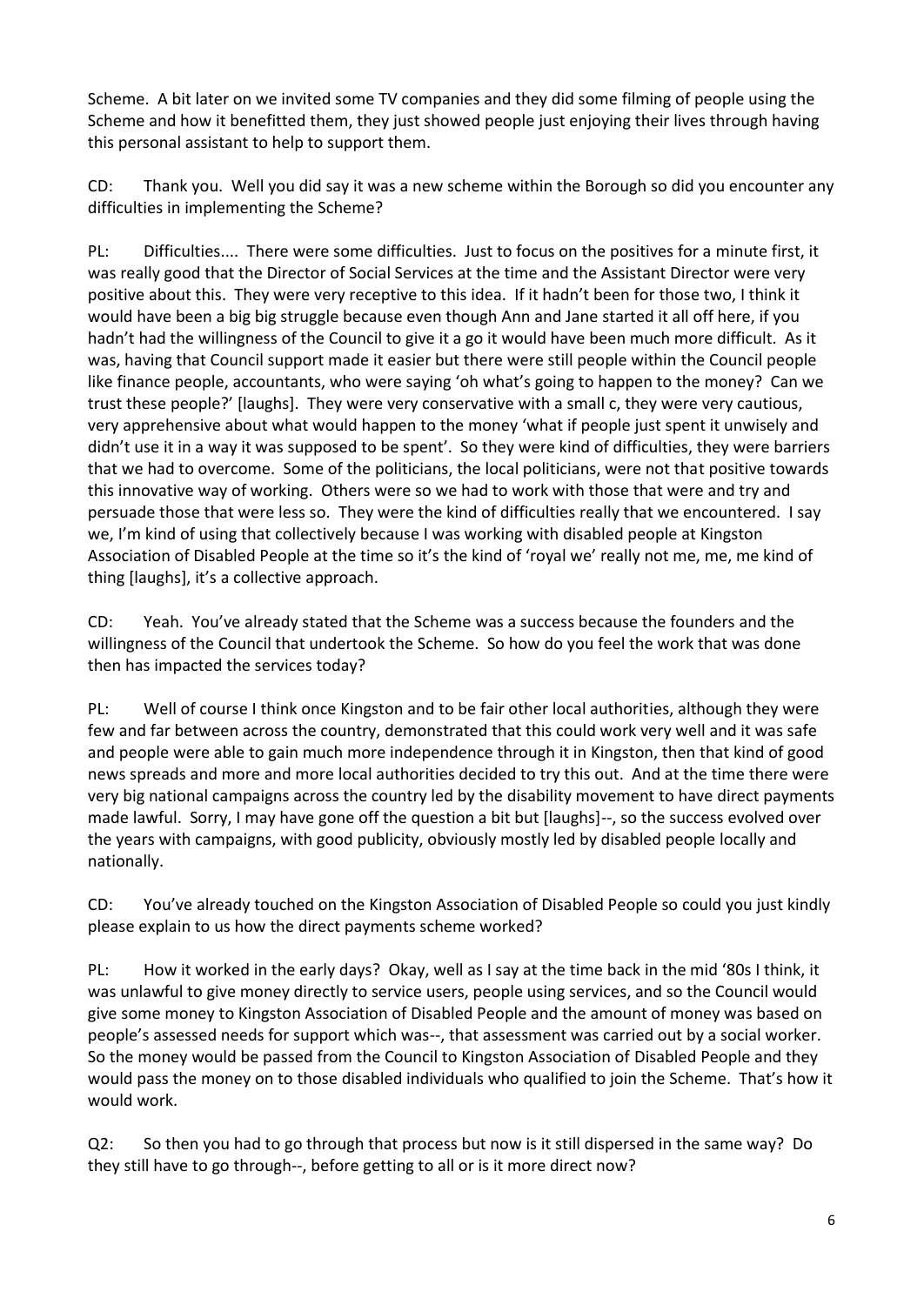Scheme. A bit later on we invited some TV companies and they did some filming of people using the Scheme and how it benefitted them, they just showed people just enjoying their lives through having this personal assistant to help to support them.

CD: Thank you. Well you did say it was a new scheme within the Borough so did you encounter any difficulties in implementing the Scheme?

PL: Difficulties.... There were some difficulties. Just to focus on the positives for a minute first, it was really good that the Director of Social Services at the time and the Assistant Director were very positive about this. They were very receptive to this idea. If it hadn't been for those two, I think it would have been a big big struggle because even though Ann and Jane started it all off here, if you hadn't had the willingness of the Council to give it a go it would have been much more difficult. As it was, having that Council support made it easier but there were still people within the Council people like finance people, accountants, who were saying 'oh what's going to happen to the money? Can we trust these people?' [laughs]. They were very conservative with a small c, they were very cautious, very apprehensive about what would happen to the money 'what if people just spent it unwisely and didn't use it in a way it was supposed to be spent'. So they were kind of difficulties, they were barriers that we had to overcome. Some of the politicians, the local politicians, were not that positive towards this innovative way of working. Others were so we had to work with those that were and try and persuade those that were less so. They were the kind of difficulties really that we encountered. I say we, I'm kind of using that collectively because I was working with disabled people at Kingston Association of Disabled People at the time so it's the kind of 'royal we' really not me, me, me kind of thing [laughs], it's a collective approach.

CD: Yeah. You've already stated that the Scheme was a success because the founders and the willingness of the Council that undertook the Scheme. So how do you feel the work that was done then has impacted the services today?

PL: Well of course I think once Kingston and to be fair other local authorities, although they were few and far between across the country, demonstrated that this could work very well and it was safe and people were able to gain much more independence through it in Kingston, then that kind of good news spreads and more and more local authorities decided to try this out. And at the time there were very big national campaigns across the country led by the disability movement to have direct payments made lawful. Sorry, I may have gone off the question a bit but [laughs]--, so the success evolved over the years with campaigns, with good publicity, obviously mostly led by disabled people locally and nationally.

CD: You've already touched on the Kingston Association of Disabled People so could you just kindly please explain to us how the direct payments scheme worked?

PL: How it worked in the early days? Okay, well as I say at the time back in the mid '80s I think, it was unlawful to give money directly to service users, people using services, and so the Council would give some money to Kingston Association of Disabled People and the amount of money was based on people's assessed needs for support which was--, that assessment was carried out by a social worker. So the money would be passed from the Council to Kingston Association of Disabled People and they would pass the money on to those disabled individuals who qualified to join the Scheme. That's how it would work.

Q2: So then you had to go through that process but now is it still dispersed in the same way? Do they still have to go through--, before getting to all or is it more direct now?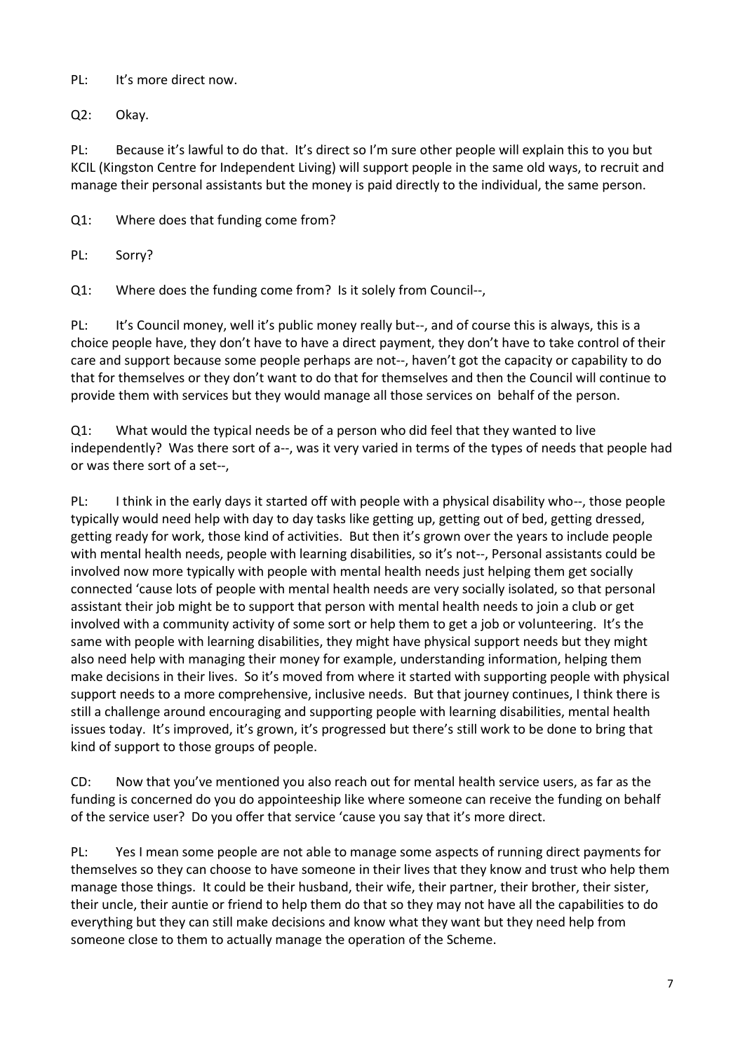PL: It's more direct now.

Q2: Okay.

PL: Because it's lawful to do that. It's direct so I'm sure other people will explain this to you but KCIL (Kingston Centre for Independent Living) will support people in the same old ways, to recruit and manage their personal assistants but the money is paid directly to the individual, the same person.

Q1: Where does that funding come from?

PL: Sorry?

Q1: Where does the funding come from? Is it solely from Council--,

PL: It's Council money, well it's public money really but--, and of course this is always, this is a choice people have, they don't have to have a direct payment, they don't have to take control of their care and support because some people perhaps are not--, haven't got the capacity or capability to do that for themselves or they don't want to do that for themselves and then the Council will continue to provide them with services but they would manage all those services on behalf of the person.

Q1: What would the typical needs be of a person who did feel that they wanted to live independently? Was there sort of a--, was it very varied in terms of the types of needs that people had or was there sort of a set--,

PL: I think in the early days it started off with people with a physical disability who--, those people typically would need help with day to day tasks like getting up, getting out of bed, getting dressed, getting ready for work, those kind of activities. But then it's grown over the years to include people with mental health needs, people with learning disabilities, so it's not--, Personal assistants could be involved now more typically with people with mental health needs just helping them get socially connected 'cause lots of people with mental health needs are very socially isolated, so that personal assistant their job might be to support that person with mental health needs to join a club or get involved with a community activity of some sort or help them to get a job or volunteering. It's the same with people with learning disabilities, they might have physical support needs but they might also need help with managing their money for example, understanding information, helping them make decisions in their lives. So it's moved from where it started with supporting people with physical support needs to a more comprehensive, inclusive needs. But that journey continues, I think there is still a challenge around encouraging and supporting people with learning disabilities, mental health issues today. It's improved, it's grown, it's progressed but there's still work to be done to bring that kind of support to those groups of people.

CD: Now that you've mentioned you also reach out for mental health service users, as far as the funding is concerned do you do appointeeship like where someone can receive the funding on behalf of the service user? Do you offer that service 'cause you say that it's more direct.

PL: Yes I mean some people are not able to manage some aspects of running direct payments for themselves so they can choose to have someone in their lives that they know and trust who help them manage those things. It could be their husband, their wife, their partner, their brother, their sister, their uncle, their auntie or friend to help them do that so they may not have all the capabilities to do everything but they can still make decisions and know what they want but they need help from someone close to them to actually manage the operation of the Scheme.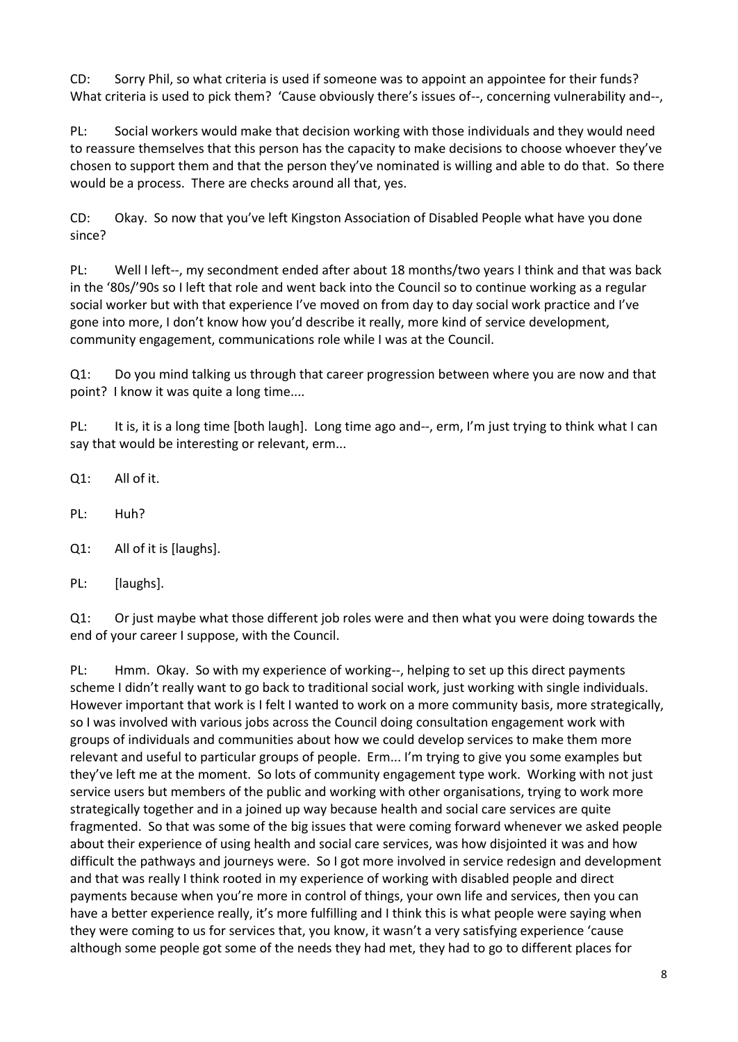CD: Sorry Phil, so what criteria is used if someone was to appoint an appointee for their funds? What criteria is used to pick them? 'Cause obviously there's issues of--, concerning vulnerability and--,

PL: Social workers would make that decision working with those individuals and they would need to reassure themselves that this person has the capacity to make decisions to choose whoever they've chosen to support them and that the person they've nominated is willing and able to do that. So there would be a process. There are checks around all that, yes.

CD: Okay. So now that you've left Kingston Association of Disabled People what have you done since?

PL: Well I left--, my secondment ended after about 18 months/two years I think and that was back in the '80s/'90s so I left that role and went back into the Council so to continue working as a regular social worker but with that experience I've moved on from day to day social work practice and I've gone into more, I don't know how you'd describe it really, more kind of service development, community engagement, communications role while I was at the Council.

Q1: Do you mind talking us through that career progression between where you are now and that point? I know it was quite a long time....

PL: It is, it is a long time [both laugh]. Long time ago and--, erm, I'm just trying to think what I can say that would be interesting or relevant, erm...

Q1: All of it.

PL: Huh?

Q1: All of it is [laughs].

PL: [laughs].

Q1: Or just maybe what those different job roles were and then what you were doing towards the end of your career I suppose, with the Council.

PL: Hmm. Okay. So with my experience of working--, helping to set up this direct payments scheme I didn't really want to go back to traditional social work, just working with single individuals. However important that work is I felt I wanted to work on a more community basis, more strategically, so I was involved with various jobs across the Council doing consultation engagement work with groups of individuals and communities about how we could develop services to make them more relevant and useful to particular groups of people. Erm... I'm trying to give you some examples but they've left me at the moment. So lots of community engagement type work. Working with not just service users but members of the public and working with other organisations, trying to work more strategically together and in a joined up way because health and social care services are quite fragmented. So that was some of the big issues that were coming forward whenever we asked people about their experience of using health and social care services, was how disjointed it was and how difficult the pathways and journeys were. So I got more involved in service redesign and development and that was really I think rooted in my experience of working with disabled people and direct payments because when you're more in control of things, your own life and services, then you can have a better experience really, it's more fulfilling and I think this is what people were saying when they were coming to us for services that, you know, it wasn't a very satisfying experience 'cause although some people got some of the needs they had met, they had to go to different places for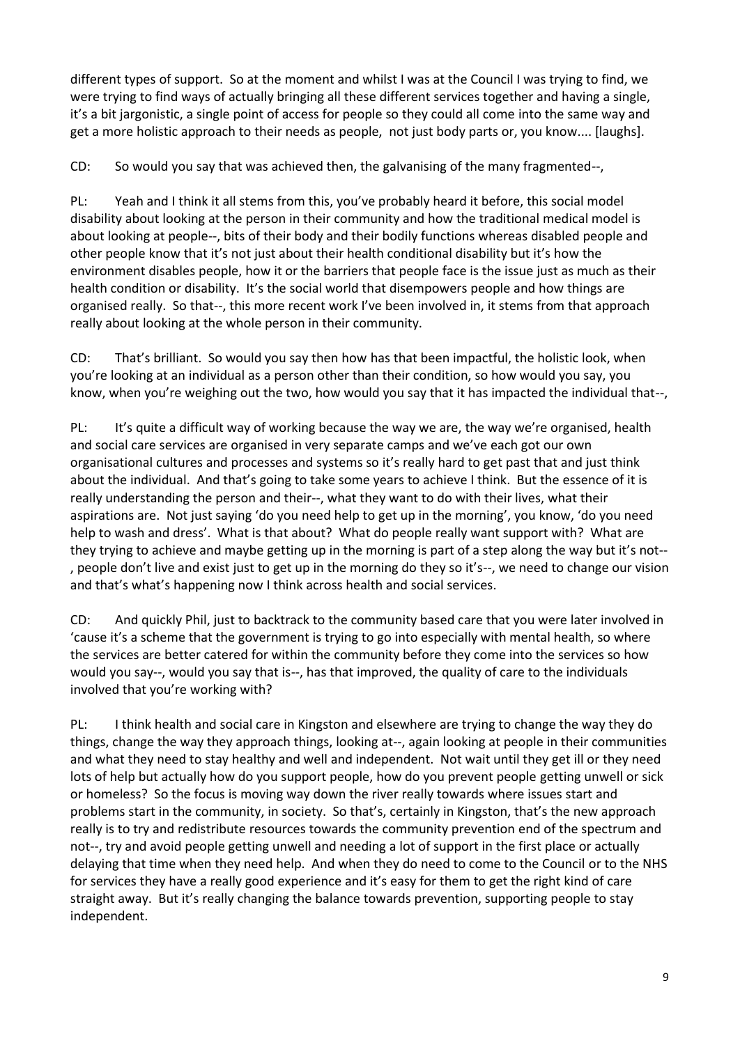different types of support. So at the moment and whilst I was at the Council I was trying to find, we were trying to find ways of actually bringing all these different services together and having a single, it's a bit jargonistic, a single point of access for people so they could all come into the same way and get a more holistic approach to their needs as people, not just body parts or, you know.... [laughs].

CD: So would you say that was achieved then, the galvanising of the many fragmented--,

PL: Yeah and I think it all stems from this, you've probably heard it before, this social model disability about looking at the person in their community and how the traditional medical model is about looking at people--, bits of their body and their bodily functions whereas disabled people and other people know that it's not just about their health conditional disability but it's how the environment disables people, how it or the barriers that people face is the issue just as much as their health condition or disability. It's the social world that disempowers people and how things are organised really. So that--, this more recent work I've been involved in, it stems from that approach really about looking at the whole person in their community.

CD: That's brilliant. So would you say then how has that been impactful, the holistic look, when you're looking at an individual as a person other than their condition, so how would you say, you know, when you're weighing out the two, how would you say that it has impacted the individual that--,

PL: It's quite a difficult way of working because the way we are, the way we're organised, health and social care services are organised in very separate camps and we've each got our own organisational cultures and processes and systems so it's really hard to get past that and just think about the individual. And that's going to take some years to achieve I think. But the essence of it is really understanding the person and their--, what they want to do with their lives, what their aspirations are. Not just saying 'do you need help to get up in the morning', you know, 'do you need help to wash and dress'. What is that about? What do people really want support with? What are they trying to achieve and maybe getting up in the morning is part of a step along the way but it's not--, people don't live and exist just to get up in the morning do they so it's--, we need to change our vision and that's what's happening now I think across health and social services.

CD: And quickly Phil, just to backtrack to the community based care that you were later involved in 'cause it's a scheme that the government is trying to go into especially with mental health, so where the services are better catered for within the community before they come into the services so how would you say--, would you say that is--, has that improved, the quality of care to the individuals involved that you're working with?

PL: I think health and social care in Kingston and elsewhere are trying to change the way they do things, change the way they approach things, looking at--, again looking at people in their communities and what they need to stay healthy and well and independent. Not wait until they get ill or they need lots of help but actually how do you support people, how do you prevent people getting unwell or sick or homeless? So the focus is moving way down the river really towards where issues start and problems start in the community, in society. So that's, certainly in Kingston, that's the new approach really is to try and redistribute resources towards the community prevention end of the spectrum and not--, try and avoid people getting unwell and needing a lot of support in the first place or actually delaying that time when they need help. And when they do need to come to the Council or to the NHS for services they have a really good experience and it's easy for them to get the right kind of care straight away. But it's really changing the balance towards prevention, supporting people to stay independent.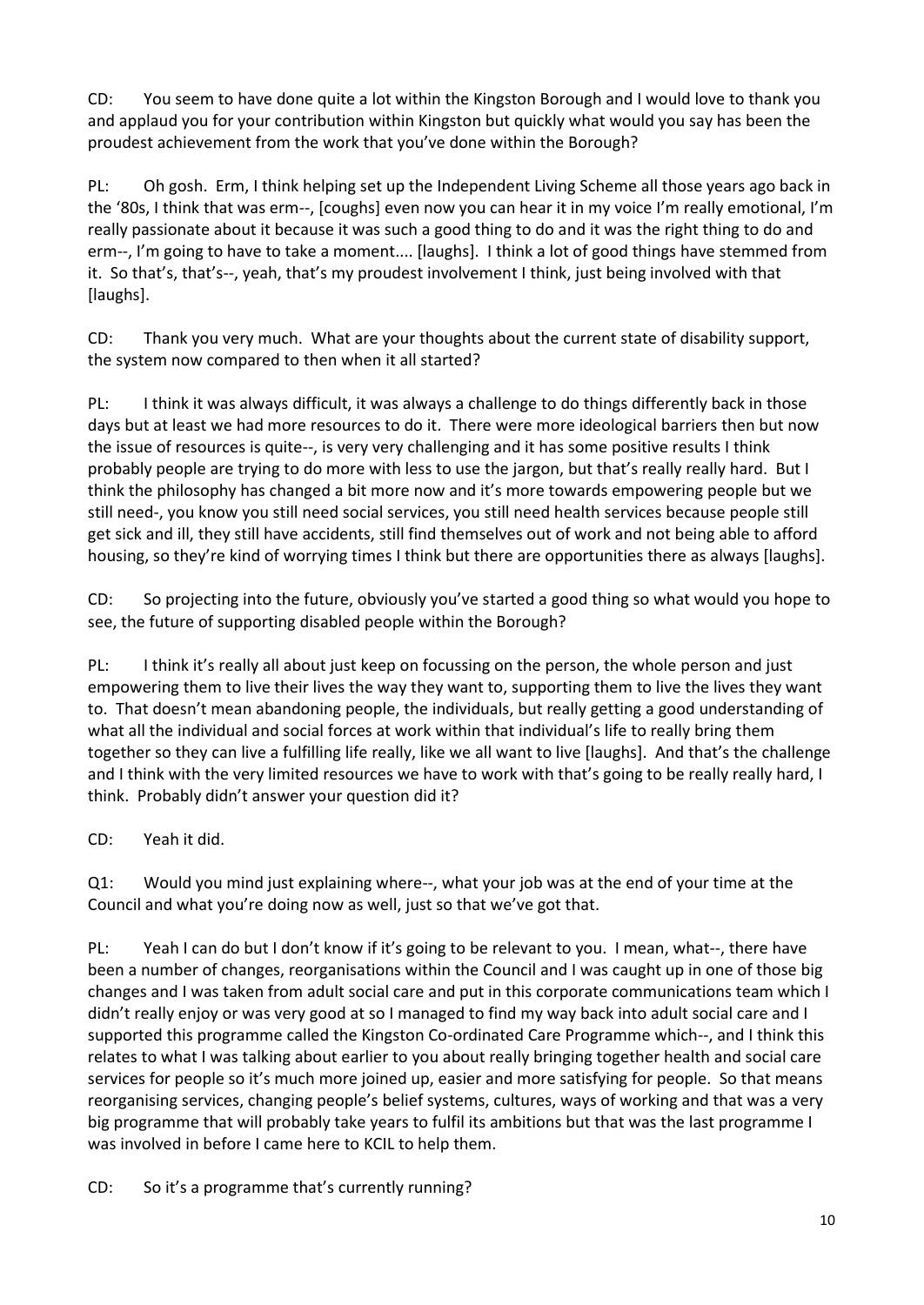CD: You seem to have done quite a lot within the Kingston Borough and I would love to thank you and applaud you for your contribution within Kingston but quickly what would you say has been the proudest achievement from the work that you've done within the Borough?

PL: Oh gosh. Erm, I think helping set up the Independent Living Scheme all those years ago back in the '80s, I think that was erm--, [coughs] even now you can hear it in my voice I'm really emotional, I'm really passionate about it because it was such a good thing to do and it was the right thing to do and erm--, I'm going to have to take a moment.... [laughs]. I think a lot of good things have stemmed from it. So that's, that's--, yeah, that's my proudest involvement I think, just being involved with that [laughs].

CD: Thank you very much. What are your thoughts about the current state of disability support, the system now compared to then when it all started?

PL: I think it was always difficult, it was always a challenge to do things differently back in those days but at least we had more resources to do it. There were more ideological barriers then but now the issue of resources is quite--, is very very challenging and it has some positive results I think probably people are trying to do more with less to use the jargon, but that's really really hard. But I think the philosophy has changed a bit more now and it's more towards empowering people but we still need-, you know you still need social services, you still need health services because people still get sick and ill, they still have accidents, still find themselves out of work and not being able to afford housing, so they're kind of worrying times I think but there are opportunities there as always [laughs].

CD: So projecting into the future, obviously you've started a good thing so what would you hope to see, the future of supporting disabled people within the Borough?

PL: I think it's really all about just keep on focussing on the person, the whole person and just empowering them to live their lives the way they want to, supporting them to live the lives they want to. That doesn't mean abandoning people, the individuals, but really getting a good understanding of what all the individual and social forces at work within that individual's life to really bring them together so they can live a fulfilling life really, like we all want to live [laughs]. And that's the challenge and I think with the very limited resources we have to work with that's going to be really really hard, I think. Probably didn't answer your question did it?

CD: Yeah it did.

Q1: Would you mind just explaining where--, what your job was at the end of your time at the Council and what you're doing now as well, just so that we've got that.

PL: Yeah I can do but I don't know if it's going to be relevant to you. I mean, what--, there have been a number of changes, reorganisations within the Council and I was caught up in one of those big changes and I was taken from adult social care and put in this corporate communications team which I didn't really enjoy or was very good at so I managed to find my way back into adult social care and I supported this programme called the Kingston Co-ordinated Care Programme which--, and I think this relates to what I was talking about earlier to you about really bringing together health and social care services for people so it's much more joined up, easier and more satisfying for people. So that means reorganising services, changing people's belief systems, cultures, ways of working and that was a very big programme that will probably take years to fulfil its ambitions but that was the last programme I was involved in before I came here to KCIL to help them.

CD: So it's a programme that's currently running?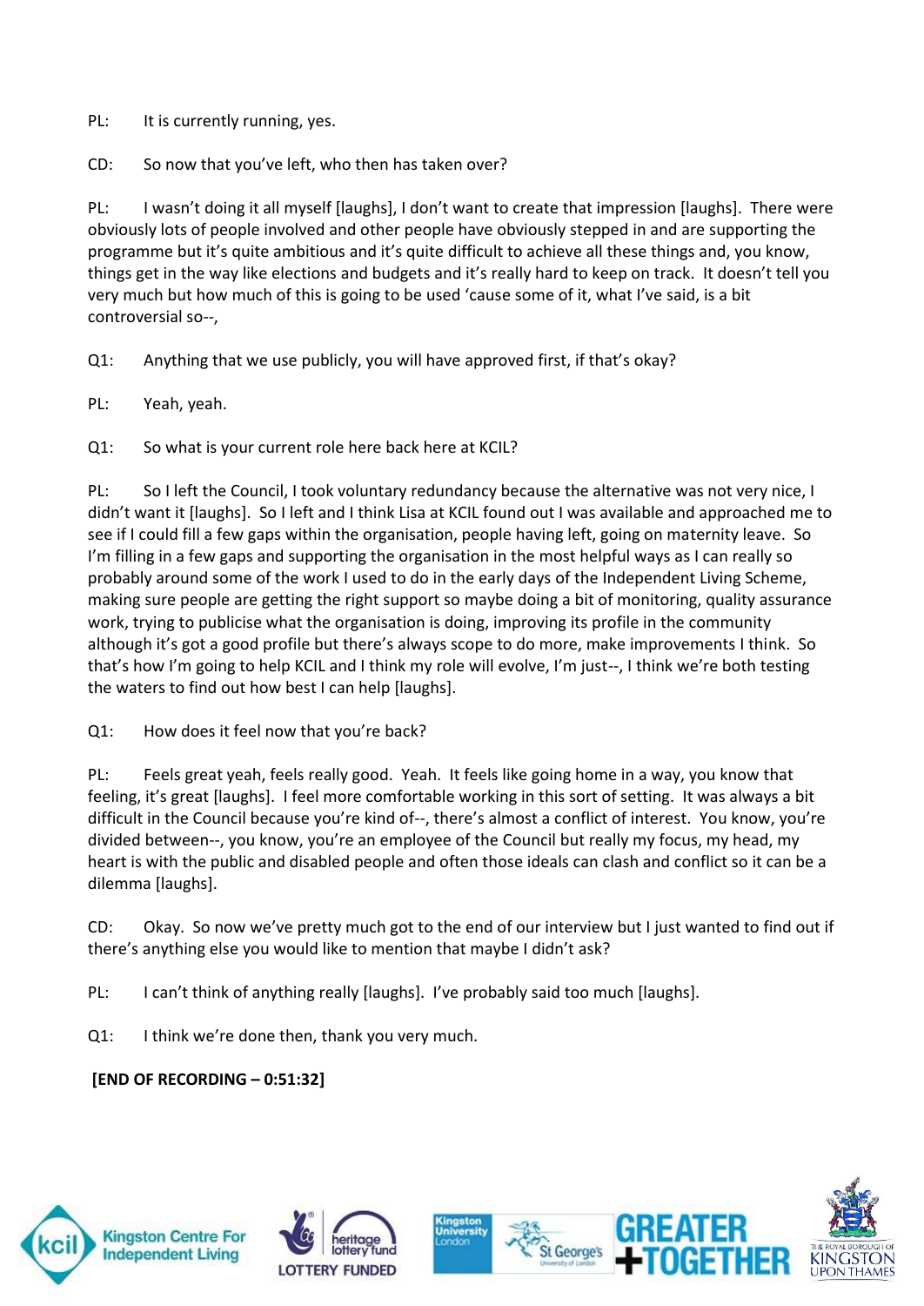PL: It is currently running, yes.

CD: So now that you've left, who then has taken over?

PL: I wasn't doing it all myself [laughs], I don't want to create that impression [laughs]. There were obviously lots of people involved and other people have obviously stepped in and are supporting the programme but it's quite ambitious and it's quite difficult to achieve all these things and, you know, things get in the way like elections and budgets and it's really hard to keep on track. It doesn't tell you very much but how much of this is going to be used 'cause some of it, what I've said, is a bit controversial so--,

Q1: Anything that we use publicly, you will have approved first, if that's okay?

PL: Yeah, yeah.

Q1: So what is your current role here back here at KCIL?

PL: So I left the Council, I took voluntary redundancy because the alternative was not very nice, I didn't want it [laughs]. So I left and I think Lisa at KCIL found out I was available and approached me to see if I could fill a few gaps within the organisation, people having left, going on maternity leave. So I'm filling in a few gaps and supporting the organisation in the most helpful ways as I can really so probably around some of the work I used to do in the early days of the Independent Living Scheme, making sure people are getting the right support so maybe doing a bit of monitoring, quality assurance work, trying to publicise what the organisation is doing, improving its profile in the community although it's got a good profile but there's always scope to do more, make improvements I think. So that's how I'm going to help KCIL and I think my role will evolve, I'm just--, I think we're both testing the waters to find out how best I can help [laughs].

Q1: How does it feel now that you're back?

PL: Feels great yeah, feels really good. Yeah. It feels like going home in a way, you know that feeling, it's great [laughs]. I feel more comfortable working in this sort of setting. It was always a bit difficult in the Council because you're kind of--, there's almost a conflict of interest. You know, you're divided between--, you know, you're an employee of the Council but really my focus, my head, my heart is with the public and disabled people and often those ideals can clash and conflict so it can be a dilemma [laughs].

CD: Okay. So now we've pretty much got to the end of our interview but I just wanted to find out if there's anything else you would like to mention that maybe I didn't ask?

PL: I can't think of anything really [laughs]. I've probably said too much [laughs].

Q1: I think we're done then, thank you very much.

**[END OF RECORDING – 0:51:32]**